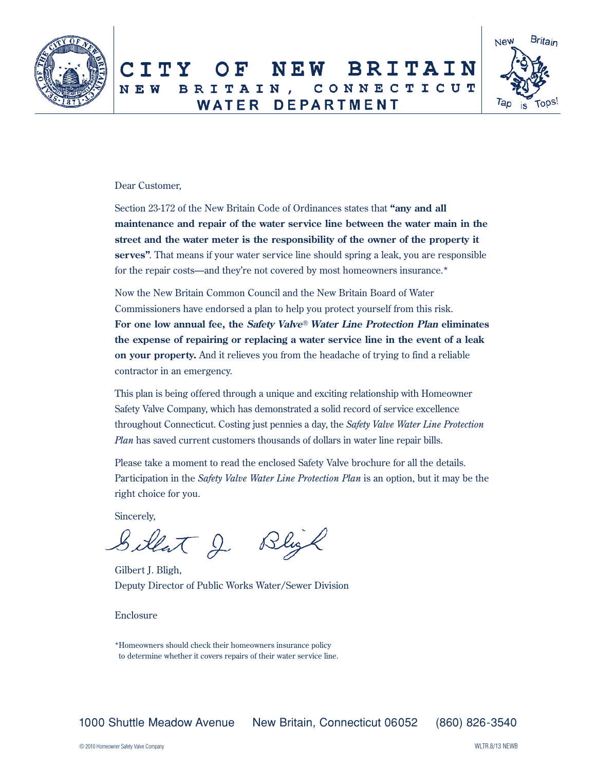# CITY OF NEW BRITAIN

## NEW BRITAIN, CONNECTICUT

## WATER DEPARTMENT

New Britain Tap is Tops!

Dear Customer,

Section 23-172 of the New Britain Code of Ordinances states that **"any and all maintenance and repair of the water service line between the water main in the street and the water meter is the responsibility of the owner of the property it serves"**. That means if your water service line should spring a leak, you are responsible for the repair costs—and they're not covered by most homeowners insurance.*

Now the New Britain Common Council and the New Britain Board of Water Commissioners have endorsed a plan to help you protect yourself from this risk. **For one low annual fee, the *Safety Valve® Water Line Protection Plan* eliminates the expense of repairing or replacing a water service line in the event of a leak on your property.** And it relieves you from the headache of trying to find a reliable contractor in an emergency.

This plan is being offered through a unique and exciting relationship with Homeowner Safety Valve Company, which has demonstrated a solid record of service excellence throughout Connecticut. Costing just pennies a day, the *Safety Valve Water Line Protection Plan* has saved current customers thousands of dollars in water line repair bills.

Please take a moment to read the enclosed Safety Valve brochure for all the details. Participation in the *Safety Valve Water Line Protection Plan* is an option, but it may be the right choice for you.

Sincerely,

Gilbert J. Bligh,
Deputy Director of Public Works Water/Sewer Division

Enclosure

*Homeowners should check their homeowners insurance policy to determine whether it covers repairs of their water service line.

1000 Shuttle Meadow Avenue New Britain, Connecticut 06052 (860) 826-3540

© 2010 Homeowner Safety Valve Company

WLTR.8/13 NEWB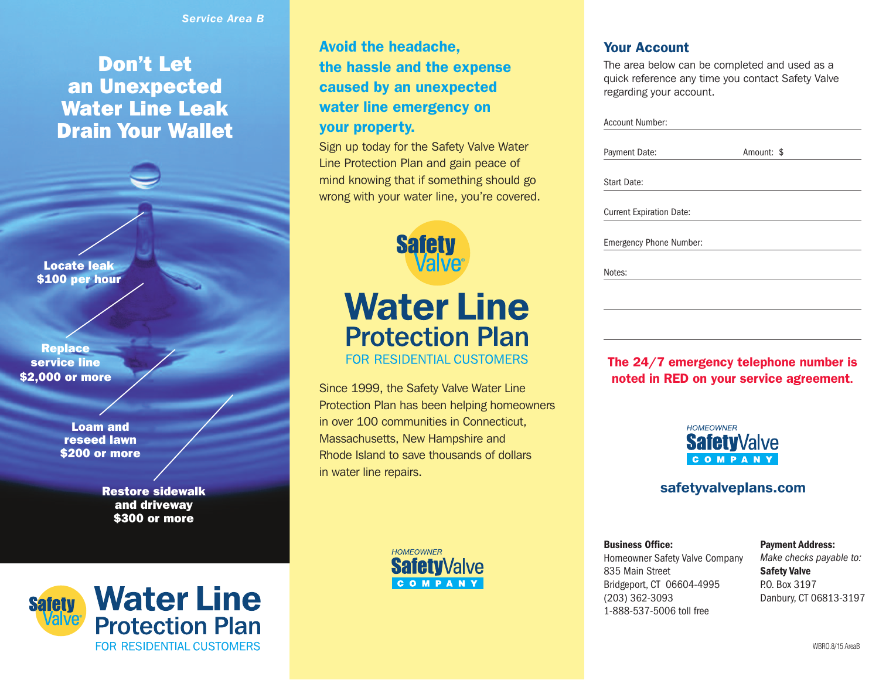*Service Area B*

# Don't Let an Unexpected Water Line Leak Drain Your Wallet

**Locate leak $100 per hour**

**Replace service line $2,000 or more**

**Loam and reseed lawn $200 or more**

**Restore sidewalk and driveway $300 or more**

Safety Valve®

**Water Line Protection Plan**
FOR RESIDENTIAL CUSTOMERS

## Avoid the headache, the hassle and the expense caused by an unexpected water line emergency on your property.

Sign up today for the Safety Valve Water Line Protection Plan and gain peace of mind knowing that if something should go wrong with your water line, you're covered.

Safety Valve®

**Water Line Protection Plan**
FOR RESIDENTIAL CUSTOMERS

Since 1999, the Safety Valve Water Line Protection Plan has been helping homeowners in over 100 communities in Connecticut, Massachusetts, New Hampshire and Rhode Island to save thousands of dollars in water line repairs.

HOMEOWNER SafetyValve COMPANY

## Your Account

The area below can be completed and used as a quick reference any time you contact Safety Valve regarding your account.

Account Number: ______________________

Payment Date: ______________ Amount: $ ______________

Start Date: ______________________

Current Expiration Date: ______________________

Emergency Phone Number: ______________________

Notes: ______________________

______________________

______________________

**The 24/7 emergency telephone number is noted in RED on your service agreement.**

HOMEOWNER SafetyValve COMPANY

**safetyvalveplans.com**

**Business Office:**
Homeowner Safety Valve Company
835 Main Street
Bridgeport, CT 06604-4995
(203) 362-3093
1-888-537-5006 toll free

**Payment Address:**
*Make checks payable to:*
**Safety Valve**
P.O. Box 3197
Danbury, CT 06813-3197

WBRO.8/15 AreaB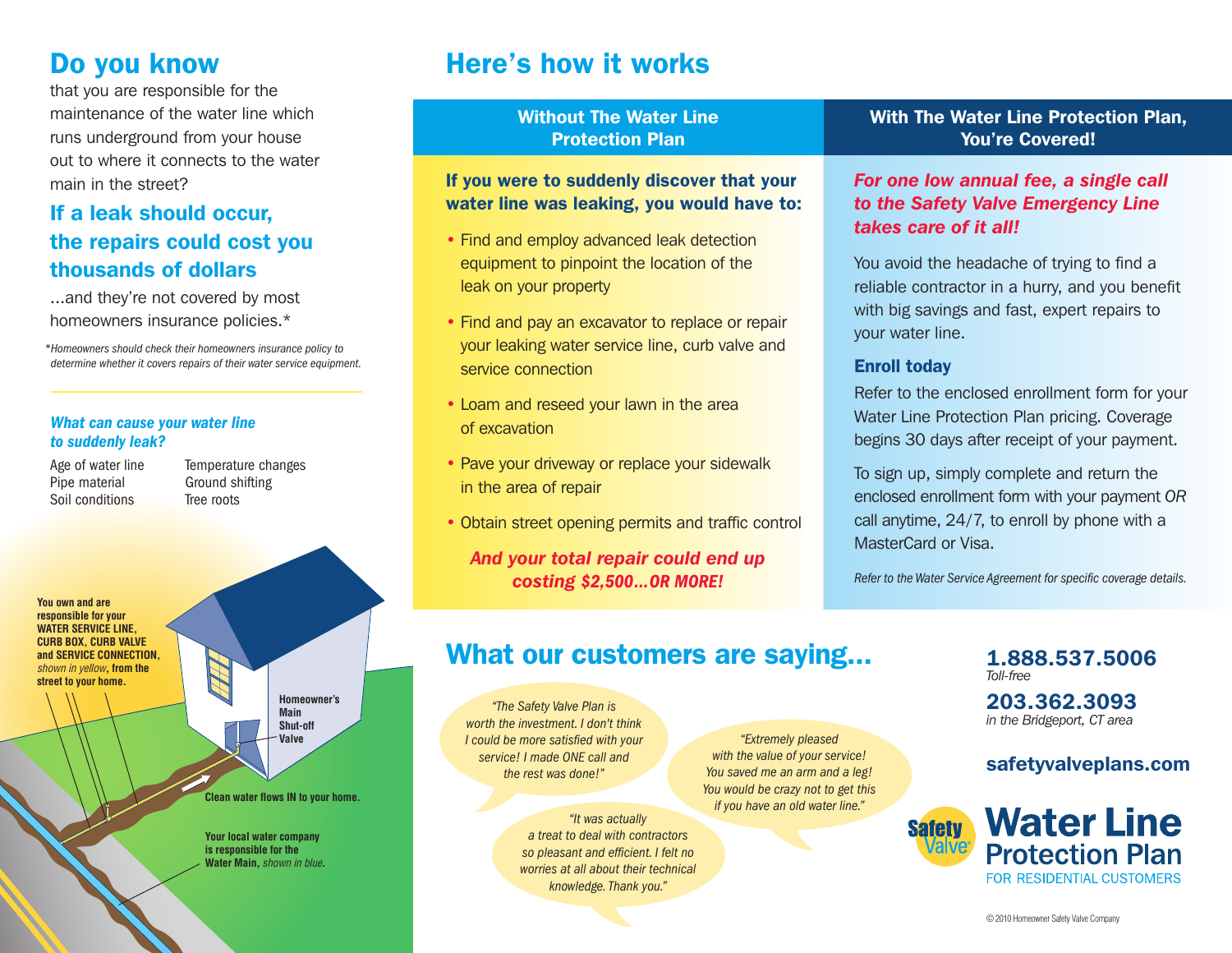## Do you know

that you are responsible for the maintenance of the water line which runs underground from your house out to where it connects to the water main in the street?

### If a leak should occur, the repairs could cost you thousands of dollars

...and they're not covered by most homeowners insurance policies.*

*\*Homeowners should check their homeowners insurance policy to determine whether it covers repairs of their water service equipment.*

***What can cause your water line to suddenly leak?***

| | |
|---|---|
| Age of water line | Temperature changes |
| Pipe material | Ground shifting |
| Soil conditions | Tree roots |

**You own and are responsible for your WATER SERVICE LINE, CURB BOX, CURB VALVE and SERVICE CONNECTION,** *shown in yellow*, **from the street to your home.**

**Homeowner's Main Shut-off Valve**

**Clean water flows IN to your home.**

**Your local water company is responsible for the Water Main,** *shown in blue.*

## Here's how it works

### Without The Water Line Protection Plan

**If you were to suddenly discover that your water line was leaking, you would have to:**

- Find and employ advanced leak detection equipment to pinpoint the location of the leak on your property
- Find and pay an excavator to replace or repair your leaking water service line, curb valve and service connection
- Loam and reseed your lawn in the area of excavation
- Pave your driveway or replace your sidewalk in the area of repair
- Obtain street opening permits and traffic control

***And your total repair could end up costing $2,500...OR MORE!***

### With The Water Line Protection Plan, You're Covered!

***For one low annual fee, a single call to the Safety Valve Emergency Line takes care of it all!***

You avoid the headache of trying to find a reliable contractor in a hurry, and you benefit with big savings and fast, expert repairs to your water line.

**Enroll today**

Refer to the enclosed enrollment form for your Water Line Protection Plan pricing. Coverage begins 30 days after receipt of your payment.

To sign up, simply complete and return the enclosed enrollment form with your payment *OR* call anytime, 24/7, to enroll by phone with a MasterCard or Visa.

*Refer to the Water Service Agreement for specific coverage details.*

## What our customers are saying...

*"The Safety Valve Plan is worth the investment. I don't think I could be more satisfied with your service! I made ONE call and the rest was done!"*

*"It was actually a treat to deal with contractors so pleasant and efficient. I felt no worries at all about their technical knowledge. Thank you."*

*"Extremely pleased with the value of your service! You saved me an arm and a leg! You would be crazy not to get this if you have an old water line."*

**1.888.537.5006**
*Toll-free*

**203.362.3093**
*in the Bridgeport, CT area*

**safetyvalveplans.com**

Safety Valve®

**Water Line Protection Plan**
FOR RESIDENTIAL CUSTOMERS

© 2010 Homeowner Safety Valve Company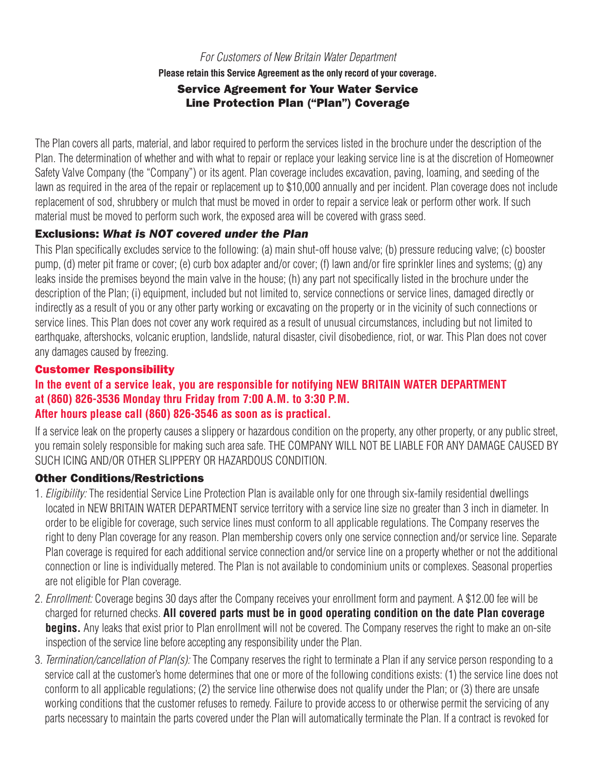*For Customers of New Britain Water Department*

**Please retain this Service Agreement as the only record of your coverage.**

## Service Agreement for Your Water Service Line Protection Plan ("Plan") Coverage

The Plan covers all parts, material, and labor required to perform the services listed in the brochure under the description of the Plan. The determination of whether and with what to repair or replace your leaking service line is at the discretion of Homeowner Safety Valve Company (the "Company") or its agent. Plan coverage includes excavation, paving, loaming, and seeding of the lawn as required in the area of the repair or replacement up to $10,000 annually and per incident. Plan coverage does not include replacement of sod, shrubbery or mulch that must be moved in order to repair a service leak or perform other work. If such material must be moved to perform such work, the exposed area will be covered with grass seed.

### Exclusions: *What is NOT covered under the Plan*

This Plan specifically excludes service to the following: (a) main shut-off house valve; (b) pressure reducing valve; (c) booster pump, (d) meter pit frame or cover; (e) curb box adapter and/or cover; (f) lawn and/or fire sprinkler lines and systems; (g) any leaks inside the premises beyond the main valve in the house; (h) any part not specifically listed in the brochure under the description of the Plan; (i) equipment, included but not limited to, service connections or service lines, damaged directly or indirectly as a result of you or any other party working or excavating on the property or in the vicinity of such connections or service lines. This Plan does not cover any work required as a result of unusual circumstances, including but not limited to earthquake, aftershocks, volcanic eruption, landslide, natural disaster, civil disobedience, riot, or war. This Plan does not cover any damages caused by freezing.

### Customer Responsibility

**In the event of a service leak, you are responsible for notifying NEW BRITAIN WATER DEPARTMENT at (860) 826-3536 Monday thru Friday from 7:00 A.M. to 3:30 P.M.**
**After hours please call (860) 826-3546 as soon as is practical.**

If a service leak on the property causes a slippery or hazardous condition on the property, any other property, or any public street, you remain solely responsible for making such area safe. THE COMPANY WILL NOT BE LIABLE FOR ANY DAMAGE CAUSED BY SUCH ICING AND/OR OTHER SLIPPERY OR HAZARDOUS CONDITION.

### Other Conditions/Restrictions

1. *Eligibility:* The residential Service Line Protection Plan is available only for one through six-family residential dwellings located in NEW BRITAIN WATER DEPARTMENT service territory with a service line size no greater than 3 inch in diameter. In order to be eligible for coverage, such service lines must conform to all applicable regulations. The Company reserves the right to deny Plan coverage for any reason. Plan membership covers only one service connection and/or service line. Separate Plan coverage is required for each additional service connection and/or service line on a property whether or not the additional connection or line is individually metered. The Plan is not available to condominium units or complexes. Seasonal properties are not eligible for Plan coverage.
2. *Enrollment:* Coverage begins 30 days after the Company receives your enrollment form and payment. A $12.00 fee will be charged for returned checks. **All covered parts must be in good operating condition on the date Plan coverage begins.** Any leaks that exist prior to Plan enrollment will not be covered. The Company reserves the right to make an on-site inspection of the service line before accepting any responsibility under the Plan.
3. *Termination/cancellation of Plan(s):* The Company reserves the right to terminate a Plan if any service person responding to a service call at the customer's home determines that one or more of the following conditions exists: (1) the service line does not conform to all applicable regulations; (2) the service line otherwise does not qualify under the Plan; or (3) there are unsafe working conditions that the customer refuses to remedy. Failure to provide access to or otherwise permit the servicing of any parts necessary to maintain the parts covered under the Plan will automatically terminate the Plan. If a contract is revoked for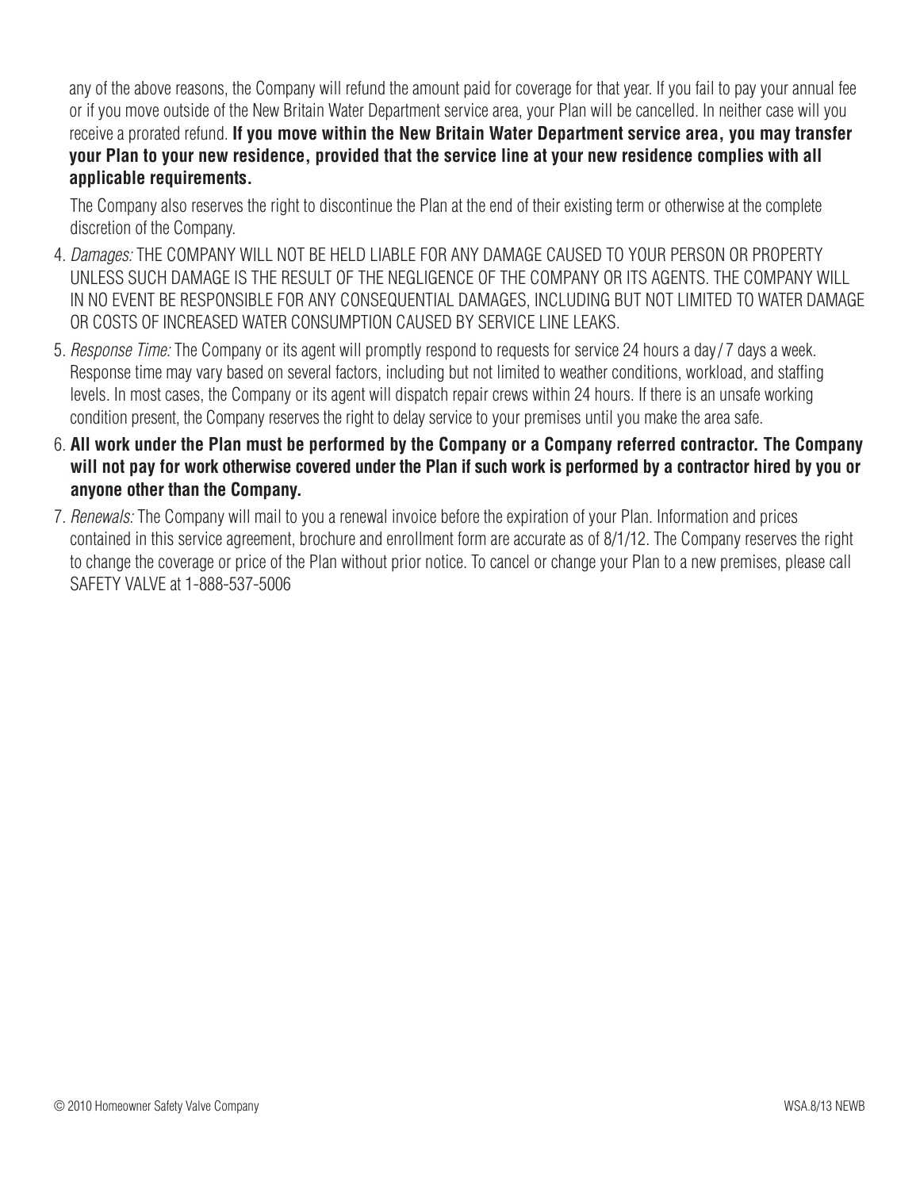any of the above reasons, the Company will refund the amount paid for coverage for that year. If you fail to pay your annual fee or if you move outside of the New Britain Water Department service area, your Plan will be cancelled. In neither case will you receive a prorated refund. **If you move within the New Britain Water Department service area, you may transfer your Plan to your new residence, provided that the service line at your new residence complies with all applicable requirements.**

The Company also reserves the right to discontinue the Plan at the end of their existing term or otherwise at the complete discretion of the Company.

4. *Damages:* THE COMPANY WILL NOT BE HELD LIABLE FOR ANY DAMAGE CAUSED TO YOUR PERSON OR PROPERTY UNLESS SUCH DAMAGE IS THE RESULT OF THE NEGLIGENCE OF THE COMPANY OR ITS AGENTS. THE COMPANY WILL IN NO EVENT BE RESPONSIBLE FOR ANY CONSEQUENTIAL DAMAGES, INCLUDING BUT NOT LIMITED TO WATER DAMAGE OR COSTS OF INCREASED WATER CONSUMPTION CAUSED BY SERVICE LINE LEAKS.
5. *Response Time:* The Company or its agent will promptly respond to requests for service 24 hours a day / 7 days a week. Response time may vary based on several factors, including but not limited to weather conditions, workload, and staffing levels. In most cases, the Company or its agent will dispatch repair crews within 24 hours. If there is an unsafe working condition present, the Company reserves the right to delay service to your premises until you make the area safe.
6. **All work under the Plan must be performed by the Company or a Company referred contractor. The Company will not pay for work otherwise covered under the Plan if such work is performed by a contractor hired by you or anyone other than the Company.**
7. *Renewals:* The Company will mail to you a renewal invoice before the expiration of your Plan. Information and prices contained in this service agreement, brochure and enrollment form are accurate as of 8/1/12. The Company reserves the right to change the coverage or price of the Plan without prior notice. To cancel or change your Plan to a new premises, please call SAFETY VALVE at 1-888-537-5006

© 2010 Homeowner Safety Valve Company WSA.8/13 NEWB